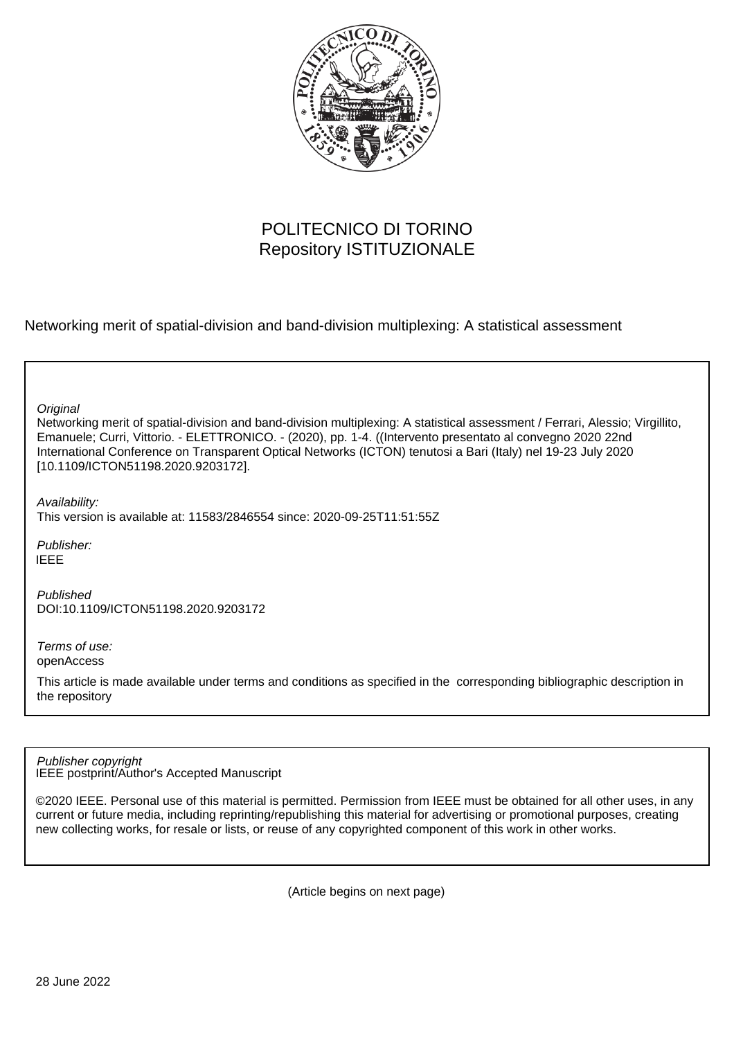POLITECNICO DI TORINO
Repository ISTITUZIONALE

Networking merit of spatial-division and band-division multiplexing: A statistical assessment

*Original*
Networking merit of spatial-division and band-division multiplexing: A statistical assessment / Ferrari, Alessio; Virgillito, Emanuele; Curri, Vittorio. - ELETTRONICO. - (2020), pp. 1-4. ((Intervento presentato al convegno 2020 22nd International Conference on Transparent Optical Networks (ICTON) tenutosi a Bari (Italy) nel 19-23 July 2020 [10.1109/ICTON51198.2020.9203172].

*Availability:*
This version is available at: 11583/2846554 since: 2020-09-25T11:51:55Z

*Publisher:*
IEEE

*Published*
DOI:10.1109/ICTON51198.2020.9203172

*Terms of use:*
openAccess

This article is made available under terms and conditions as specified in the corresponding bibliographic description in the repository

*Publisher copyright*
IEEE postprint/Author's Accepted Manuscript

©2020 IEEE. Personal use of this material is permitted. Permission from IEEE must be obtained for all other uses, in any current or future media, including reprinting/republishing this material for advertising or promotional purposes, creating new collecting works, for resale or lists, or reuse of any copyrighted component of this work in other works.

(Article begins on next page)

28 June 2022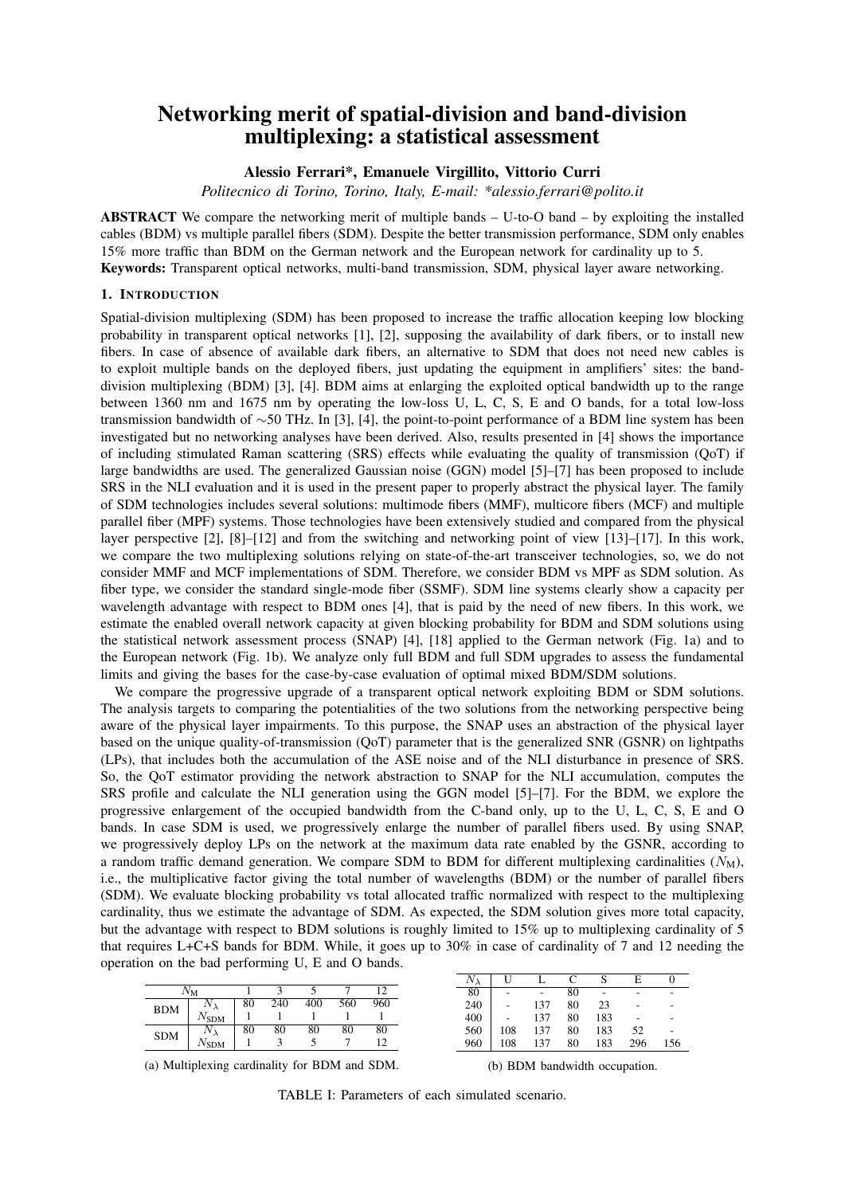# Networking merit of spatial-division and band-division multiplexing: a statistical assessment

**Alessio Ferrari*, Emanuele Virgillito, Vittorio Curri**

*Politecnico di Torino, Torino, Italy, E-mail: *alessio.ferrari@polito.it*

**ABSTRACT** We compare the networking merit of multiple bands – U-to-O band – by exploiting the installed cables (BDM) vs multiple parallel fibers (SDM). Despite the better transmission performance, SDM only enables 15% more traffic than BDM on the German network and the European network for cardinality up to 5.

**Keywords:** Transparent optical networks, multi-band transmission, SDM, physical layer aware networking.

## 1. Introduction

Spatial-division multiplexing (SDM) has been proposed to increase the traffic allocation keeping low blocking probability in transparent optical networks [1], [2], supposing the availability of dark fibers, or to install new fibers. In case of absence of available dark fibers, an alternative to SDM that does not need new cables is to exploit multiple bands on the deployed fibers, just updating the equipment in amplifiers' sites: the band-division multiplexing (BDM) [3], [4]. BDM aims at enlarging the exploited optical bandwidth up to the range between 1360 nm and 1675 nm by operating the low-loss U, L, C, S, E and O bands, for a total low-loss transmission bandwidth of ~50 THz. In [3], [4], the point-to-point performance of a BDM line system has been investigated but no networking analyses have been derived. Also, results presented in [4] shows the importance of including stimulated Raman scattering (SRS) effects while evaluating the quality of transmission (QoT) if large bandwidths are used. The generalized Gaussian noise (GGN) model [5]–[7] has been proposed to include SRS in the NLI evaluation and it is used in the present paper to properly abstract the physical layer. The family of SDM technologies includes several solutions: multimode fibers (MMF), multicore fibers (MCF) and multiple parallel fiber (MPF) systems. Those technologies have been extensively studied and compared from the physical layer perspective [2], [8]–[12] and from the switching and networking point of view [13]–[17]. In this work, we compare the two multiplexing solutions relying on state-of-the-art transceiver technologies, so, we do not consider MMF and MCF implementations of SDM. Therefore, we consider BDM vs MPF as SDM solution. As fiber type, we consider the standard single-mode fiber (SSMF). SDM line systems clearly show a capacity per wavelength advantage with respect to BDM ones [4], that is paid by the need of new fibers. In this work, we estimate the enabled overall network capacity at given blocking probability for BDM and SDM solutions using the statistical network assessment process (SNAP) [4], [18] applied to the German network (Fig. 1a) and to the European network (Fig. 1b). We analyze only full BDM and full SDM upgrades to assess the fundamental limits and giving the bases for the case-by-case evaluation of optimal mixed BDM/SDM solutions.

We compare the progressive upgrade of a transparent optical network exploiting BDM or SDM solutions. The analysis targets to comparing the potentialities of the two solutions from the networking perspective being aware of the physical layer impairments. To this purpose, the SNAP uses an abstraction of the physical layer based on the unique quality-of-transmission (QoT) parameter that is the generalized SNR (GSNR) on lightpaths (LPs), that includes both the accumulation of the ASE noise and of the NLI disturbance in presence of SRS. So, the QoT estimator providing the network abstraction to SNAP for the NLI accumulation, computes the SRS profile and calculate the NLI generation using the GGN model [5]–[7]. For the BDM, we explore the progressive enlargement of the occupied bandwidth from the C-band only, up to the U, L, C, S, E and O bands. In case SDM is used, we progressively enlarge the number of parallel fibers used. By using SNAP, we progressively deploy LPs on the network at the maximum data rate enabled by the GSNR, according to a random traffic demand generation. We compare SDM to BDM for different multiplexing cardinalities ($N_\mathrm{M}$), i.e., the multiplicative factor giving the total number of wavelengths (BDM) or the number of parallel fibers (SDM). We evaluate blocking probability vs total allocated traffic normalized with respect to the multiplexing cardinality, thus we estimate the advantage of SDM. As expected, the SDM solution gives more total capacity, but the advantage with respect to BDM solutions is roughly limited to 15% up to multiplexing cardinality of 5 that requires L+C+S bands for BDM. While, it goes up to 30% in case of cardinality of 7 and 12 needing the operation on the bad performing U, E and O bands.

| | $N_\mathrm{M}$ | 1 | 3 | 5 | 7 | 12 |
|---|---|---|---|---|---|---|
| BDM | $N_\lambda$ | 80 | 240 | 400 | 560 | 960 |
| | $N_\mathrm{SDM}$ | 1 | 1 | 1 | 1 | 1 |
| SDM | $N_\lambda$ | 80 | 80 | 80 | 80 | 80 |
| | $N_\mathrm{SDM}$ | 1 | 3 | 5 | 7 | 12 |

(a) Multiplexing cardinality for BDM and SDM.

| $N_\lambda$ | U | L | C | S | E | 0 |
|---|---|---|---|---|---|---|
| 80 | - | - | 80 | - | - | - |
| 240 | - | 137 | 80 | 23 | - | - |
| 400 | - | 137 | 80 | 183 | - | - |
| 560 | 108 | 137 | 80 | 183 | 52 | - |
| 960 | 108 | 137 | 80 | 183 | 296 | 156 |

(b) BDM bandwidth occupation.

TABLE I: Parameters of each simulated scenario.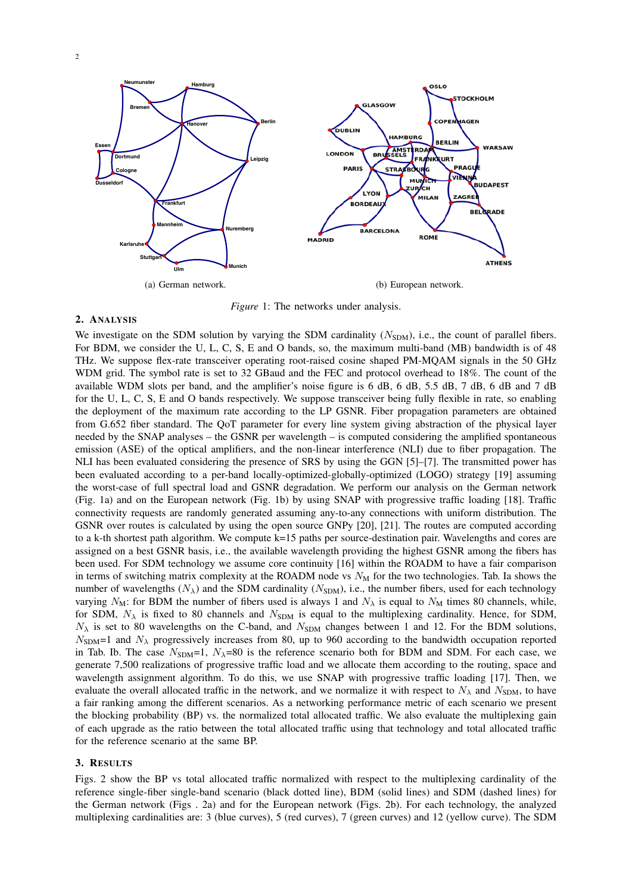(a) German network.

(b) European network.

*Figure* 1: The networks under analysis.

## 2. Analysis

We investigate on the SDM solution by varying the SDM cardinality ($N_{\text{SDM}}$), i.e., the count of parallel fibers. For BDM, we consider the U, L, C, S, E and O bands, so, the maximum multi-band (MB) bandwidth is of 48 THz. We suppose flex-rate transceiver operating root-raised cosine shaped PM-MQAM signals in the 50 GHz WDM grid. The symbol rate is set to 32 GBaud and the FEC and protocol overhead to 18%. The count of the available WDM slots per band, and the amplifier's noise figure is 6 dB, 6 dB, 5.5 dB, 7 dB, 6 dB and 7 dB for the U, L, C, S, E and O bands respectively. We suppose transceiver being fully flexible in rate, so enabling the deployment of the maximum rate according to the LP GSNR. Fiber propagation parameters are obtained from G.652 fiber standard. The QoT parameter for every line system giving abstraction of the physical layer needed by the SNAP analyses – the GSNR per wavelength – is computed considering the amplified spontaneous emission (ASE) of the optical amplifiers, and the non-linear interference (NLI) due to fiber propagation. The NLI has been evaluated considering the presence of SRS by using the GGN [5]–[7]. The transmitted power has been evaluated according to a per-band locally-optimized-globally-optimized (LOGO) strategy [19] assuming the worst-case of full spectral load and GSNR degradation. We perform our analysis on the German network (Fig. 1a) and on the European network (Fig. 1b) by using SNAP with progressive traffic loading [18]. Traffic connectivity requests are randomly generated assuming any-to-any connections with uniform distribution. The GSNR over routes is calculated by using the open source GNPy [20], [21]. The routes are computed according to a k-th shortest path algorithm. We compute k=15 paths per source-destination pair. Wavelengths and cores are assigned on a best GSNR basis, i.e., the available wavelength providing the highest GSNR among the fibers has been used. For SDM technology we assume core continuity [16] within the ROADM to have a fair comparison in terms of switching matrix complexity at the ROADM node vs $N_{\text{M}}$ for the two technologies. Tab. Ia shows the number of wavelengths ($N_\lambda$) and the SDM cardinality ($N_{\text{SDM}}$), i.e., the number fibers, used for each technology varying $N_{\text{M}}$: for BDM the number of fibers used is always 1 and $N_\lambda$ is equal to $N_{\text{M}}$ times 80 channels, while, for SDM, $N_\lambda$ is fixed to 80 channels and $N_{\text{SDM}}$ is equal to the multiplexing cardinality. Hence, for SDM, $N_\lambda$ is set to 80 wavelengths on the C-band, and $N_{\text{SDM}}$ changes between 1 and 12. For the BDM solutions, $N_{\text{SDM}}$=1 and $N_\lambda$ progressively increases from 80, up to 960 according to the bandwidth occupation reported in Tab. Ib. The case $N_{\text{SDM}}$=1, $N_\lambda$=80 is the reference scenario both for BDM and SDM. For each case, we generate 7,500 realizations of progressive traffic load and we allocate them according to the routing, space and wavelength assignment algorithm. To do this, we use SNAP with progressive traffic loading [17]. Then, we evaluate the overall allocated traffic in the network, and we normalize it with respect to $N_\lambda$ and $N_{\text{SDM}}$, to have a fair ranking among the different scenarios. As a networking performance metric of each scenario we present the blocking probability (BP) vs. the normalized total allocated traffic. We also evaluate the multiplexing gain of each upgrade as the ratio between the total allocated traffic using that technology and total allocated traffic for the reference scenario at the same BP.

## 3. Results

Figs. 2 show the BP vs total allocated traffic normalized with respect to the multiplexing cardinality of the reference single-fiber single-band scenario (black dotted line), BDM (solid lines) and SDM (dashed lines) for the German network (Figs . 2a) and for the European network (Figs. 2b). For each technology, the analyzed multiplexing cardinalities are: 3 (blue curves), 5 (red curves), 7 (green curves) and 12 (yellow curve). The SDM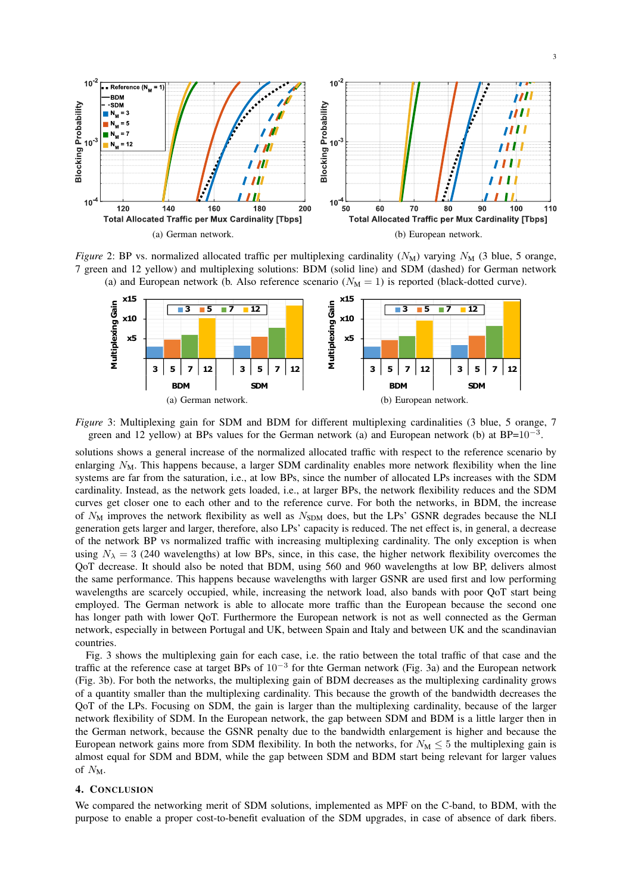(a) German network.

(b) European network.

*Figure* 2: BP vs. normalized allocated traffic per multiplexing cardinality ($N_{\mathrm{M}}$) varying $N_{\mathrm{M}}$ (3 blue, 5 orange, 7 green and 12 yellow) and multiplexing solutions: BDM (solid line) and SDM (dashed) for German network (a) and European network (b. Also reference scenario ($N_{\mathrm{M}} = 1$) is reported (black-dotted curve).

(a) German network.

(b) European network.

*Figure* 3: Multiplexing gain for SDM and BDM for different multiplexing cardinalities (3 blue, 5 orange, 7 green and 12 yellow) at BPs values for the German network (a) and European network (b) at BP=$10^{-3}$.

solutions shows a general increase of the normalized allocated traffic with respect to the reference scenario by enlarging $N_{\mathrm{M}}$. This happens because, a larger SDM cardinality enables more network flexibility when the line systems are far from the saturation, i.e., at low BPs, since the number of allocated LPs increases with the SDM cardinality. Instead, as the network gets loaded, i.e., at larger BPs, the network flexibility reduces and the SDM curves get closer one to each other and to the reference curve. For both the networks, in BDM, the increase of $N_{\mathrm{M}}$ improves the network flexibility as well as $N_{\mathrm{SDM}}$ does, but the LPs' GSNR degrades because the NLI generation gets larger and larger, therefore, also LPs' capacity is reduced. The net effect is, in general, a decrease of the network BP vs normalized traffic with increasing multiplexing cardinality. The only exception is when using $N_{\lambda} = 3$ (240 wavelengths) at low BPs, since, in this case, the higher network flexibility overcomes the QoT decrease. It should also be noted that BDM, using 560 and 960 wavelengths at low BP, delivers almost the same performance. This happens because wavelengths with larger GSNR are used first and low performing wavelengths are scarcely occupied, while, increasing the network load, also bands with poor QoT start being employed. The German network is able to allocate more traffic than the European because the second one has longer path with lower QoT. Furthermore the European network is not as well connected as the German network, especially in between Portugal and UK, between Spain and Italy and between UK and the scandinavian countries.

Fig. 3 shows the multiplexing gain for each case, i.e. the ratio between the total traffic of that case and the traffic at the reference case at target BPs of $10^{-3}$ for thte German network (Fig. 3a) and the European network (Fig. 3b). For both the networks, the multiplexing gain of BDM decreases as the multiplexing cardinality grows of a quantity smaller than the multiplexing cardinality. This because the growth of the bandwidth decreases the QoT of the LPs. Focusing on SDM, the gain is larger than the multiplexing cardinality, because of the larger network flexibility of SDM. In the European network, the gap between SDM and BDM is a little larger then in the German network, because the GSNR penalty due to the bandwidth enlargement is higher and because the European network gains more from SDM flexibility. In both the networks, for $N_{\mathrm{M}} \leq 5$ the multiplexing gain is almost equal for SDM and BDM, while the gap between SDM and BDM start being relevant for larger values of $N_{\mathrm{M}}$.

## 4. Conclusion

We compared the networking merit of SDM solutions, implemented as MPF on the C-band, to BDM, with the purpose to enable a proper cost-to-benefit evaluation of the SDM upgrades, in case of absence of dark fibers.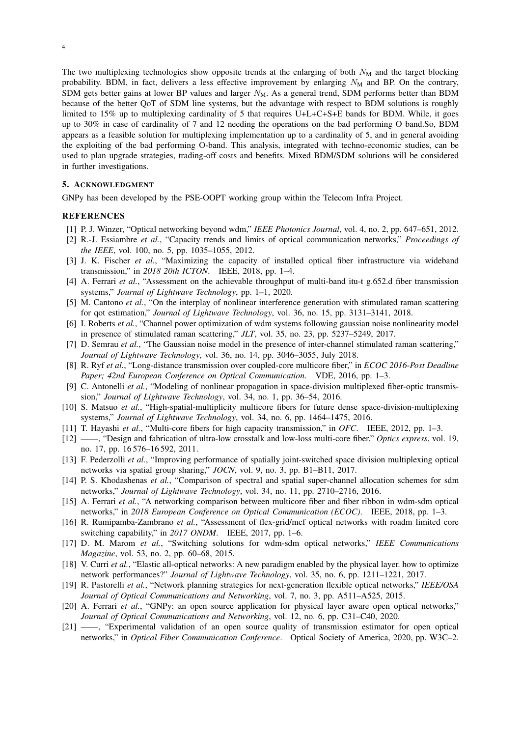The two multiplexing technologies show opposite trends at the enlarging of both $N_\mathrm{M}$ and the target blocking probability. BDM, in fact, delivers a less effective improvement by enlarging $N_\mathrm{M}$ and BP. On the contrary, SDM gets better gains at lower BP values and larger $N_\mathrm{M}$. As a general trend, SDM performs better than BDM because of the better QoT of SDM line systems, but the advantage with respect to BDM solutions is roughly limited to 15% up to multiplexing cardinality of 5 that requires U+L+C+S+E bands for BDM. While, it goes up to 30% in case of cardinality of 7 and 12 needing the operations on the bad performing O band.So, BDM appears as a feasible solution for multiplexing implementation up to a cardinality of 5, and in general avoiding the exploiting of the bad performing O-band. This analysis, integrated with techno-economic studies, can be used to plan upgrade strategies, trading-off costs and benefits. Mixed BDM/SDM solutions will be considered in further investigations.

## 5. Acknowledgment

GNPy has been developed by the PSE-OOPT working group within the Telecom Infra Project.

## References

[1] P. J. Winzer, "Optical networking beyond wdm," *IEEE Photonics Journal*, vol. 4, no. 2, pp. 647–651, 2012.

[2] R.-J. Essiambre *et al.*, "Capacity trends and limits of optical communication networks," *Proceedings of the IEEE*, vol. 100, no. 5, pp. 1035–1055, 2012.

[3] J. K. Fischer *et al.*, "Maximizing the capacity of installed optical fiber infrastructure via wideband transmission," in *2018 20th ICTON*. IEEE, 2018, pp. 1–4.

[4] A. Ferrari *et al.*, "Assessment on the achievable throughput of multi-band itu-t g.652.d fiber transmission systems," *Journal of Lightwave Technology*, pp. 1–1, 2020.

[5] M. Cantono *et al.*, "On the interplay of nonlinear interference generation with stimulated raman scattering for qot estimation," *Journal of Lightwave Technology*, vol. 36, no. 15, pp. 3131–3141, 2018.

[6] I. Roberts *et al.*, "Channel power optimization of wdm systems following gaussian noise nonlinearity model in presence of stimulated raman scattering," *JLT*, vol. 35, no. 23, pp. 5237–5249, 2017.

[7] D. Semrau *et al.*, "The Gaussian noise model in the presence of inter-channel stimulated raman scattering," *Journal of Lightwave Technology*, vol. 36, no. 14, pp. 3046–3055, July 2018.

[8] R. Ryf *et al.*, "Long-distance transmission over coupled-core multicore fiber," in *ECOC 2016-Post Deadline Paper; 42nd European Conference on Optical Communication*. VDE, 2016, pp. 1–3.

[9] C. Antonelli *et al.*, "Modeling of nonlinear propagation in space-division multiplexed fiber-optic transmission," *Journal of Lightwave Technology*, vol. 34, no. 1, pp. 36–54, 2016.

[10] S. Matsuo *et al.*, "High-spatial-multiplicity multicore fibers for future dense space-division-multiplexing systems," *Journal of Lightwave Technology*, vol. 34, no. 6, pp. 1464–1475, 2016.

[11] T. Hayashi *et al.*, "Multi-core fibers for high capacity transmission," in *OFC*. IEEE, 2012, pp. 1–3.

[12] ——, "Design and fabrication of ultra-low crosstalk and low-loss multi-core fiber," *Optics express*, vol. 19, no. 17, pp. 16 576–16 592, 2011.

[13] F. Pederzolli *et al.*, "Improving performance of spatially joint-switched space division multiplexing optical networks via spatial group sharing," *JOCN*, vol. 9, no. 3, pp. B1–B11, 2017.

[14] P. S. Khodashenas *et al.*, "Comparison of spectral and spatial super-channel allocation schemes for sdm networks," *Journal of Lightwave Technology*, vol. 34, no. 11, pp. 2710–2716, 2016.

[15] A. Ferrari *et al.*, "A networking comparison between multicore fiber and fiber ribbon in wdm-sdm optical networks," in *2018 European Conference on Optical Communication (ECOC)*. IEEE, 2018, pp. 1–3.

[16] R. Rumipamba-Zambrano *et al.*, "Assessment of flex-grid/mcf optical networks with roadm limited core switching capability," in *2017 ONDM*. IEEE, 2017, pp. 1–6.

[17] D. M. Marom *et al.*, "Switching solutions for wdm-sdm optical networks," *IEEE Communications Magazine*, vol. 53, no. 2, pp. 60–68, 2015.

[18] V. Curri *et al.*, "Elastic all-optical networks: A new paradigm enabled by the physical layer. how to optimize network performances?" *Journal of Lightwave Technology*, vol. 35, no. 6, pp. 1211–1221, 2017.

[19] R. Pastorelli *et al.*, "Network planning strategies for next-generation flexible optical networks," *IEEE/OSA Journal of Optical Communications and Networking*, vol. 7, no. 3, pp. A511–A525, 2015.

[20] A. Ferrari *et al.*, "GNPy: an open source application for physical layer aware open optical networks," *Journal of Optical Communications and Networking*, vol. 12, no. 6, pp. C31–C40, 2020.

[21] ——, "Experimental validation of an open source quality of transmission estimator for open optical networks," in *Optical Fiber Communication Conference*. Optical Society of America, 2020, pp. W3C–2.